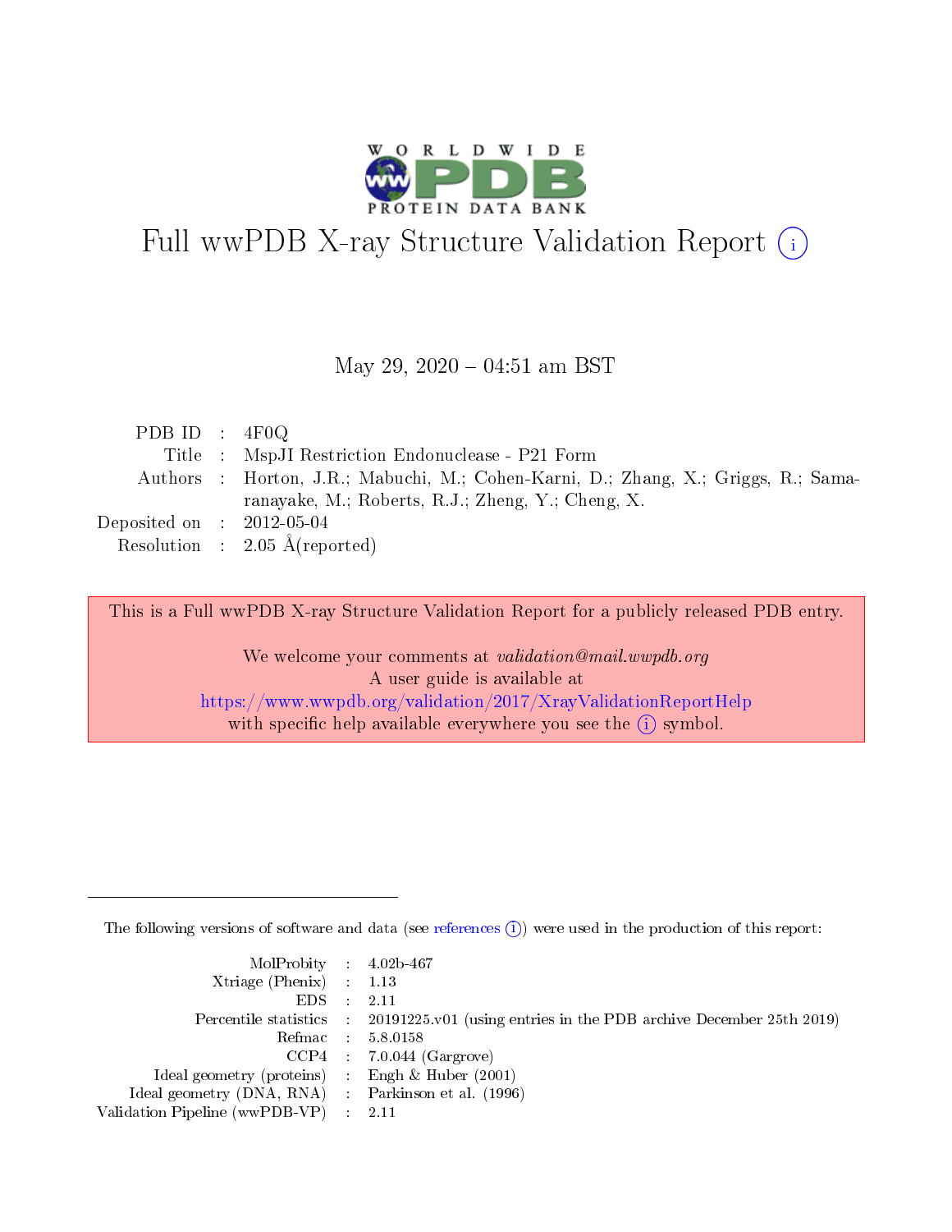# Full wwPDB X-ray Structure Validation Report (i)

May 29, 2020 – 04:51 am BST

| | | |
|---|---|---|
| PDB ID | : | 4F0Q |
| Title | : | MspJI Restriction Endonuclease - P21 Form |
| Authors | : | Horton, J.R.; Mabuchi, M.; Cohen-Karni, D.; Zhang, X.; Griggs, R.; Samaranayake, M.; Roberts, R.J.; Zheng, Y.; Cheng, X. |
| Deposited on | : | 2012-05-04 |
| Resolution | : | 2.05 Å(reported) |

This is a Full wwPDB X-ray Structure Validation Report for a publicly released PDB entry.

We welcome your comments at *validation@mail.wwpdb.org*
A user guide is available at
https://www.wwpdb.org/validation/2017/XrayValidationReportHelp
with specific help available everywhere you see the (i) symbol.

---

The following versions of software and data (see references (i)) were used in the production of this report:

| | | |
|---|---|---|
| MolProbity | : | 4.02b-467 |
| Xtriage (Phenix) | : | 1.13 |
| EDS | : | 2.11 |
| Percentile statistics | : | 20191225.v01 (using entries in the PDB archive December 25th 2019) |
| Refmac | : | 5.8.0158 |
| CCP4 | : | 7.0.044 (Gargrove) |
| Ideal geometry (proteins) | : | Engh & Huber (2001) |
| Ideal geometry (DNA, RNA) | : | Parkinson et al. (1996) |
| Validation Pipeline (wwPDB-VP) | : | 2.11 |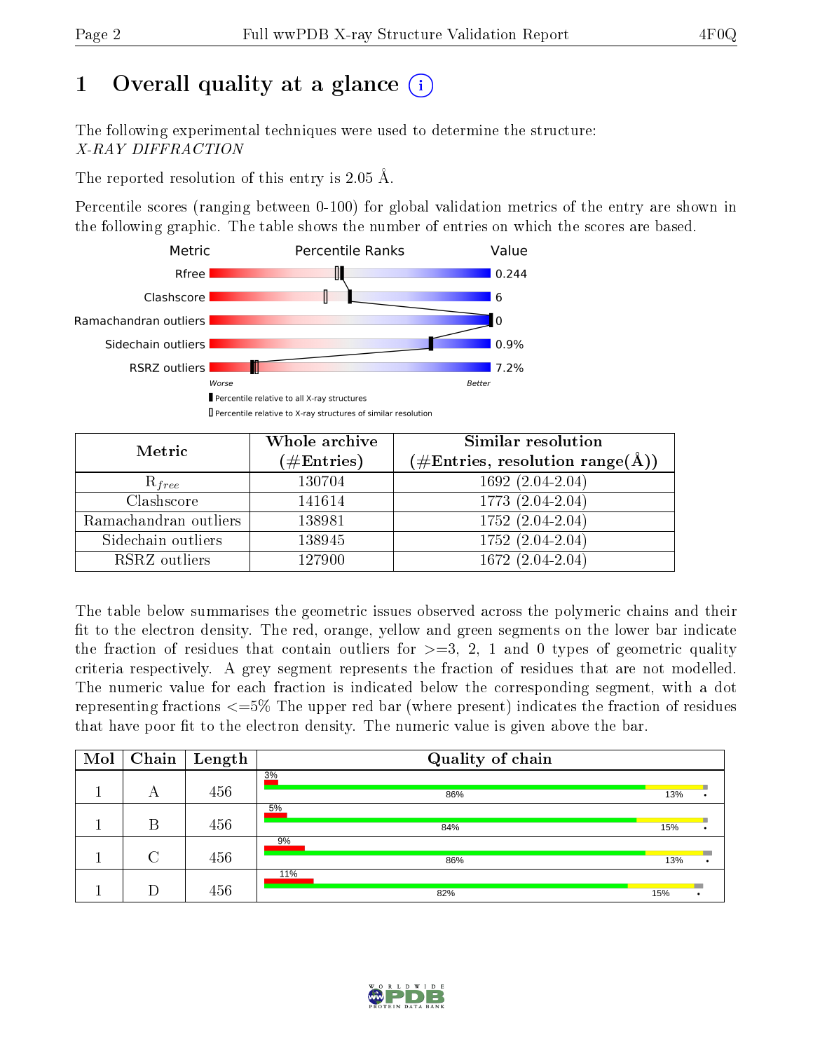# 1 Overall quality at a glance

The following experimental techniques were used to determine the structure:
*X-RAY DIFFRACTION*

The reported resolution of this entry is 2.05 Å.

Percentile scores (ranging between 0-100) for global validation metrics of the entry are shown in the following graphic. The table shows the number of entries on which the scores are based.

| Metric | Value |
|---|---|
| Rfree | 0.244 |
| Clashscore | 6 |
| Ramachandran outliers | 0 |
| Sidechain outliers | 0.9% |
| RSRZ outliers | 7.2% |

Worse ... Better

▮ Percentile relative to all X-ray structures
▯ Percentile relative to X-ray structures of similar resolution

| Metric | Whole archive (#Entries) | Similar resolution (#Entries, resolution range(Å)) |
|---|---|---|
| $R_{free}$ | 130704 | 1692 (2.04-2.04) |
| Clashscore | 141614 | 1773 (2.04-2.04) |
| Ramachandran outliers | 138981 | 1752 (2.04-2.04) |
| Sidechain outliers | 138945 | 1752 (2.04-2.04) |
| RSRZ outliers | 127900 | 1672 (2.04-2.04) |

The table below summarises the geometric issues observed across the polymeric chains and their fit to the electron density. The red, orange, yellow and green segments on the lower bar indicate the fraction of residues that contain outliers for >=3, 2, 1 and 0 types of geometric quality criteria respectively. A grey segment represents the fraction of residues that are not modelled. The numeric value for each fraction is indicated below the corresponding segment, with a dot representing fractions <=5% The upper red bar (where present) indicates the fraction of residues that have poor fit to the electron density. The numeric value is given above the bar.

| Mol | Chain | Length | Quality of chain |
|---|---|---|---|
| 1 | A | 456 | 3% (poor fit); 86%, 13%, • |
| 1 | B | 456 | 5% (poor fit); 84%, 15%, • |
| 1 | C | 456 | 9% (poor fit); 86%, 13%, • |
| 1 | D | 456 | 11% (poor fit); 82%, 15%, • |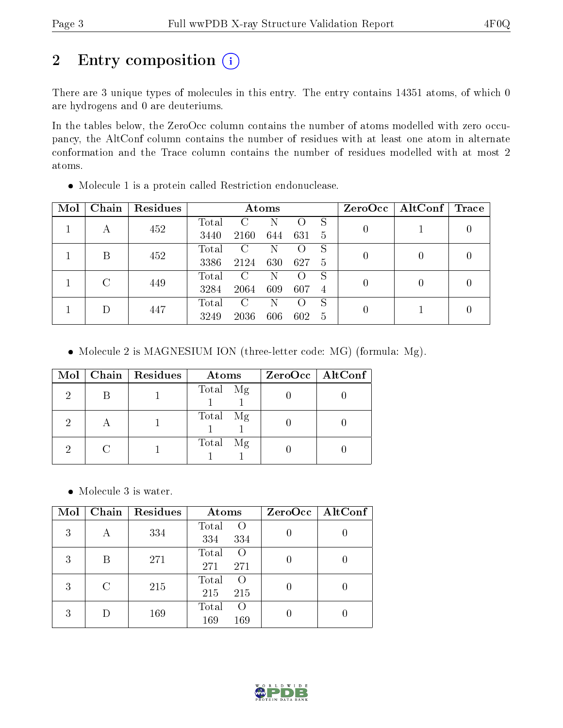# 2 Entry composition (i)

There are 3 unique types of molecules in this entry. The entry contains 14351 atoms, of which 0 are hydrogens and 0 are deuteriums.

In the tables below, the ZeroOcc column contains the number of atoms modelled with zero occupancy, the AltConf column contains the number of residues with at least one atom in alternate conformation and the Trace column contains the number of residues modelled with at most 2 atoms.

- Molecule 1 is a protein called Restriction endonuclease.

| Mol | Chain | Residues | Atoms | | | | | ZeroOcc | AltConf | Trace |
|---|---|---|---|---|---|---|---|---|---|---|
| 1 | A | 452 | Total 3440 | C 2160 | N 644 | O 631 | S 5 | 0 | 1 | 0 |
| 1 | B | 452 | Total 3386 | C 2124 | N 630 | O 627 | S 5 | 0 | 0 | 0 |
| 1 | C | 449 | Total 3284 | C 2064 | N 609 | O 607 | S 4 | 0 | 0 | 0 |
| 1 | D | 447 | Total 3249 | C 2036 | N 606 | O 602 | S 5 | 0 | 1 | 0 |

- Molecule 2 is MAGNESIUM ION (three-letter code: MG) (formula: Mg).

| Mol | Chain | Residues | Atoms | | ZeroOcc | AltConf |
|---|---|---|---|---|---|---|
| 2 | B | 1 | Total 1 | Mg 1 | 0 | 0 |
| 2 | A | 1 | Total 1 | Mg 1 | 0 | 0 |
| 2 | C | 1 | Total 1 | Mg 1 | 0 | 0 |

- Molecule 3 is water.

| Mol | Chain | Residues | Atoms | | ZeroOcc | AltConf |
|---|---|---|---|---|---|---|
| 3 | A | 334 | Total 334 | O 334 | 0 | 0 |
| 3 | B | 271 | Total 271 | O 271 | 0 | 0 |
| 3 | C | 215 | Total 215 | O 215 | 0 | 0 |
| 3 | D | 169 | Total 169 | O 169 | 0 | 0 |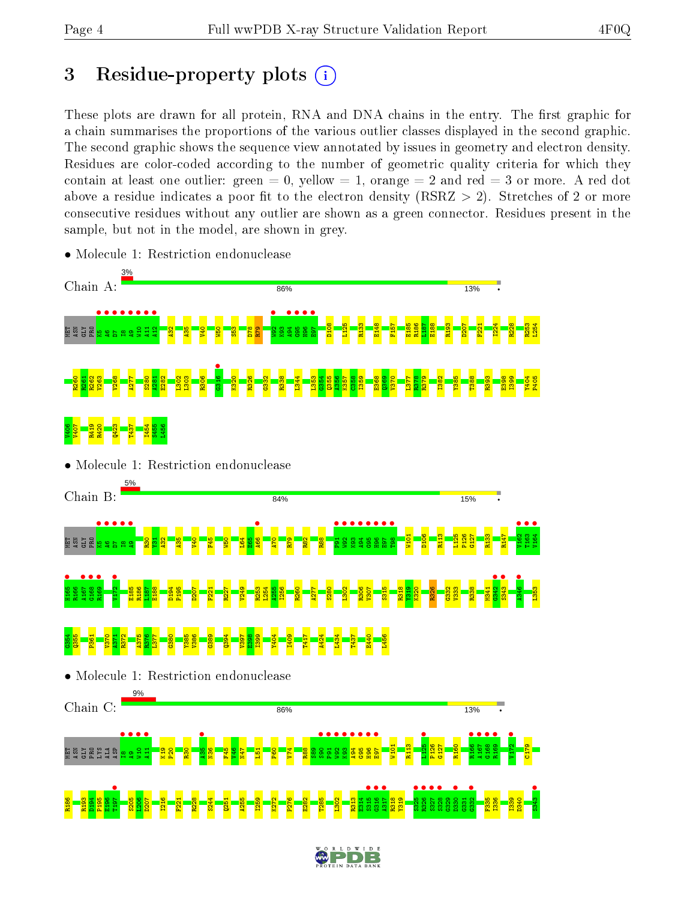# 3 Residue-property plots

These plots are drawn for all protein, RNA and DNA chains in the entry. The first graphic for a chain summarises the proportions of the various outlier classes displayed in the second graphic. The second graphic shows the sequence view annotated by issues in geometry and electron density. Residues are color-coded according to the number of geometric quality criteria for which they contain at least one outlier: green = 0, yellow = 1, orange = 2 and red = 3 or more. A red dot above a residue indicates a poor fit to the electron density (RSRZ > 2). Stretches of 2 or more consecutive residues without any outlier are shown as a green connector. Residues present in the sample, but not in the model, are shown in grey.

- Molecule 1: Restriction endonuclease

Chain A: 3% | 86% | 13%

- Molecule 1: Restriction endonuclease

Chain B: 5% | 84% | 15%

- Molecule 1: Restriction endonuclease

Chain C: 9% | 86% | 13%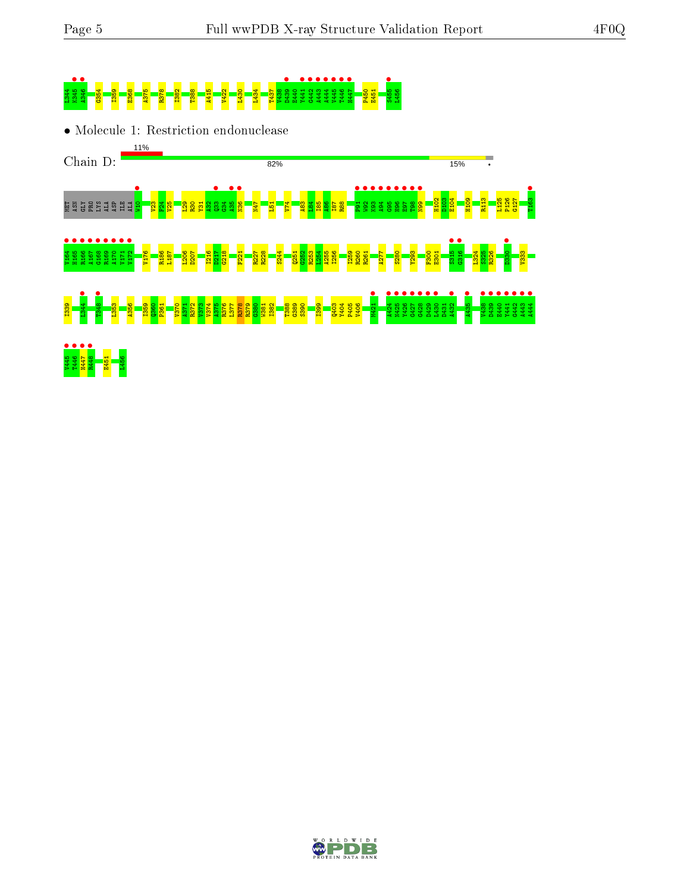L344 N345 A346 G354 I359 E368 A375 R378 I382 T388 A415 V422 L430 L434 T437 V438 D439 E440 Y441 G442 A443 A444 V445 T446 H447 P450 E451 S455 L456

• Molecule 1: Restriction endonuclease

Chain D: 11% | 82% | 15% | •

MET ASN GLY PRO LYS ALA ASP ILE ALA W10 V23 F24 V25 L29 R30 Y31 A32 Q33 G34 A35 N36 N47 L51 V74 A83 L84 I85 A86 I87 R88 P91 W92 K93 A94 G95 H96 E97 T98 N99 H102 D103 E104 H109 R113 L125 P126 G127 T163

V164 H165 R166 A167 G168 R169 A170 V171 V172 V176 R186 L187 L206 D207 I216 A217 G218 F221 R227 R228 S244 Q251 G252 R253 L254 A255 I256 I259 R260 R261 A277 S280 Y293 F300 E301 S315 G316 L324 S325 R326 D330 V333

I339 L344 T348 L353 A356 I359 Q360 P361 V370 A371 R372 V373 V374 A375 R376 L377 R378 R379 G380 W381 I382 T388 G389 S390 I399 Q403 Y404 P405 V406 M421 A424 N425 Y426 G427 G428 D429 L430 D431 A432 A435 V438 D439 E440 Y441 G442 A443 A444

V445 T446 H447 R448 E451 L456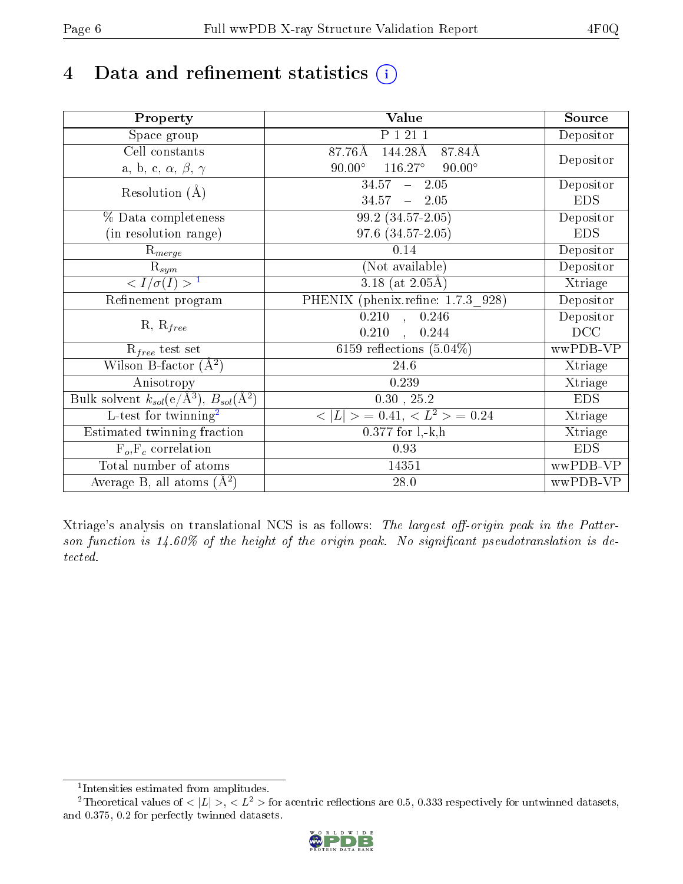# 4 Data and refinement statistics

| Property | Value | Source |
|---|---|---|
| Space group | P 1 21 1 | Depositor |
| Cell constants<br>a, b, c, $\alpha$, $\beta$, $\gamma$ | 87.76Å 144.28Å 87.84Å<br>90.00° 116.27° 90.00° | Depositor |
| Resolution (Å) | 34.57 – 2.05<br>34.57 – 2.05 | Depositor<br>EDS |
| % Data completeness<br>(in resolution range) | 99.2 (34.57-2.05)<br>97.6 (34.57-2.05) | Depositor<br>EDS |
| $R_{merge}$ | 0.14 | Depositor |
| $R_{sym}$ | (Not available) | Depositor |
| $< I/\sigma(I) >$ [1] | 3.18 (at 2.05Å) | Xtriage |
| Refinement program | PHENIX (phenix.refine: 1.7.3_928) | Depositor |
| R, $R_{free}$ | 0.210 , 0.246<br>0.210 , 0.244 | Depositor<br>DCC |
| $R_{free}$ test set | 6159 reflections (5.04%) | wwPDB-VP |
| Wilson B-factor (Å$^2$) | 24.6 | Xtriage |
| Anisotropy | 0.239 | Xtriage |
| Bulk solvent $k_{sol}$(e/Å$^3$), $B_{sol}$(Å$^2$) | 0.30 , 25.2 | EDS |
| L-test for twinning[2] | $< \|L\| >$ = 0.41, $< L^2 >$ = 0.24 | Xtriage |
| Estimated twinning fraction | 0.377 for l,-k,h | Xtriage |
| $F_o$,$F_c$ correlation | 0.93 | EDS |
| Total number of atoms | 14351 | wwPDB-VP |
| Average B, all atoms (Å$^2$) | 28.0 | wwPDB-VP |

Xtriage's analysis on translational NCS is as follows: *The largest off-origin peak in the Patterson function is 14.60% of the height of the origin peak. No significant pseudotranslation is detected.*

[1] Intensities estimated from amplitudes.

[2] Theoretical values of $< |L| >$, $< L^2 >$ for acentric reflections are 0.5, 0.333 respectively for untwinned datasets, and 0.375, 0.2 for perfectly twinned datasets.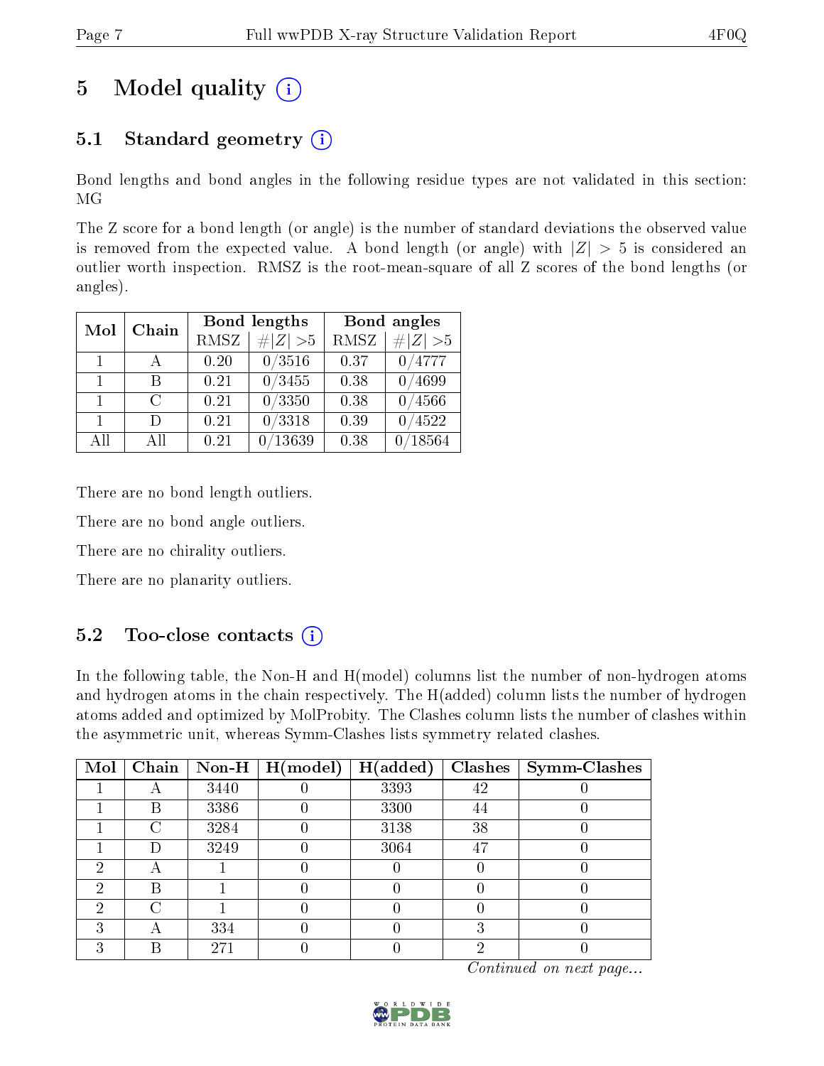# 5 Model quality (i)

## 5.1 Standard geometry (i)

Bond lengths and bond angles in the following residue types are not validated in this section: MG

The Z score for a bond length (or angle) is the number of standard deviations the observed value is removed from the expected value. A bond length (or angle) with $|Z| > 5$ is considered an outlier worth inspection. RMSZ is the root-mean-square of all Z scores of the bond lengths (or angles).

| Mol | Chain | Bond lengths | | Bond angles | |
|---|---|---|---|---|---|
| | | RMSZ | $\#\|Z\| > 5$ | RMSZ | $\#\|Z\| > 5$ |
| 1 | A | 0.20 | 0/3516 | 0.37 | 0/4777 |
| 1 | B | 0.21 | 0/3455 | 0.38 | 0/4699 |
| 1 | C | 0.21 | 0/3350 | 0.38 | 0/4566 |
| 1 | D | 0.21 | 0/3318 | 0.39 | 0/4522 |
| All | All | 0.21 | 0/13639 | 0.38 | 0/18564 |

There are no bond length outliers.

There are no bond angle outliers.

There are no chirality outliers.

There are no planarity outliers.

## 5.2 Too-close contacts (i)

In the following table, the Non-H and H(model) columns list the number of non-hydrogen atoms and hydrogen atoms in the chain respectively. The H(added) column lists the number of hydrogen atoms added and optimized by MolProbity. The Clashes column lists the number of clashes within the asymmetric unit, whereas Symm-Clashes lists symmetry related clashes.

| Mol | Chain | Non-H | H(model) | H(added) | Clashes | Symm-Clashes |
|---|---|---|---|---|---|---|
| 1 | A | 3440 | 0 | 3393 | 42 | 0 |
| 1 | B | 3386 | 0 | 3300 | 44 | 0 |
| 1 | C | 3284 | 0 | 3138 | 38 | 0 |
| 1 | D | 3249 | 0 | 3064 | 47 | 0 |
| 2 | A | 1 | 0 | 0 | 0 | 0 |
| 2 | B | 1 | 0 | 0 | 0 | 0 |
| 2 | C | 1 | 0 | 0 | 0 | 0 |
| 3 | A | 334 | 0 | 0 | 3 | 0 |
| 3 | B | 271 | 0 | 0 | 2 | 0 |

*Continued on next page...*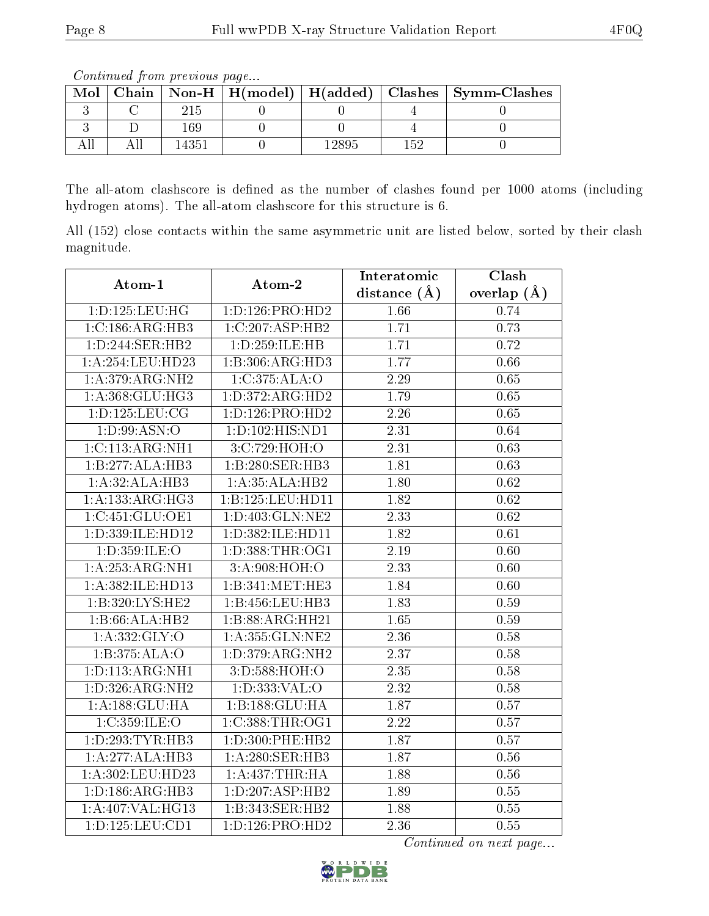*Continued from previous page...*

| Mol | Chain | Non-H | H(model) | H(added) | Clashes | Symm-Clashes |
|---|---|---|---|---|---|---|
| 3 | C | 215 | 0 | 0 | 4 | 0 |
| 3 | D | 169 | 0 | 0 | 4 | 0 |
| All | All | 14351 | 0 | 12895 | 152 | 0 |

The all-atom clashscore is defined as the number of clashes found per 1000 atoms (including hydrogen atoms). The all-atom clashscore for this structure is 6.

All (152) close contacts within the same asymmetric unit are listed below, sorted by their clash magnitude.

| Atom-1 | Atom-2 | Interatomic distance (Å) | Clash overlap (Å) |
|---|---|---|---|
| 1:D:125:LEU:HG | 1:D:126:PRO:HD2 | 1.66 | 0.74 |
| 1:C:186:ARG:HB3 | 1:C:207:ASP:HB2 | 1.71 | 0.73 |
| 1:D:244:SER:HB2 | 1:D:259:ILE:HB | 1.71 | 0.72 |
| 1:A:254:LEU:HD23 | 1:B:306:ARG:HD3 | 1.77 | 0.66 |
| 1:A:379:ARG:NH2 | 1:C:375:ALA:O | 2.29 | 0.65 |
| 1:A:368:GLU:HG3 | 1:D:372:ARG:HD2 | 1.79 | 0.65 |
| 1:D:125:LEU:CG | 1:D:126:PRO:HD2 | 2.26 | 0.65 |
| 1:D:99:ASN:O | 1:D:102:HIS:ND1 | 2.31 | 0.64 |
| 1:C:113:ARG:NH1 | 3:C:729:HOH:O | 2.31 | 0.63 |
| 1:B:277:ALA:HB3 | 1:B:280:SER:HB3 | 1.81 | 0.63 |
| 1:A:32:ALA:HB3 | 1:A:35:ALA:HB2 | 1.80 | 0.62 |
| 1:A:133:ARG:HG3 | 1:B:125:LEU:HD11 | 1.82 | 0.62 |
| 1:C:451:GLU:OE1 | 1:D:403:GLN:NE2 | 2.33 | 0.62 |
| 1:D:339:ILE:HD12 | 1:D:382:ILE:HD11 | 1.82 | 0.61 |
| 1:D:359:ILE:O | 1:D:388:THR:OG1 | 2.19 | 0.60 |
| 1:A:253:ARG:NH1 | 3:A:908:HOH:O | 2.33 | 0.60 |
| 1:A:382:ILE:HD13 | 1:B:341:MET:HE3 | 1.84 | 0.60 |
| 1:B:320:LYS:HE2 | 1:B:456:LEU:HB3 | 1.83 | 0.59 |
| 1:B:66:ALA:HB2 | 1:B:88:ARG:HH21 | 1.65 | 0.59 |
| 1:A:332:GLY:O | 1:A:355:GLN:NE2 | 2.36 | 0.58 |
| 1:B:375:ALA:O | 1:D:379:ARG:NH2 | 2.37 | 0.58 |
| 1:D:113:ARG:NH1 | 3:D:588:HOH:O | 2.35 | 0.58 |
| 1:D:326:ARG:NH2 | 1:D:333:VAL:O | 2.32 | 0.58 |
| 1:A:188:GLU:HA | 1:B:188:GLU:HA | 1.87 | 0.57 |
| 1:C:359:ILE:O | 1:C:388:THR:OG1 | 2.22 | 0.57 |
| 1:D:293:TYR:HB3 | 1:D:300:PHE:HB2 | 1.87 | 0.57 |
| 1:A:277:ALA:HB3 | 1:A:280:SER:HB3 | 1.87 | 0.56 |
| 1:A:302:LEU:HD23 | 1:A:437:THR:HA | 1.88 | 0.56 |
| 1:D:186:ARG:HB3 | 1:D:207:ASP:HB2 | 1.89 | 0.55 |
| 1:A:407:VAL:HG13 | 1:B:343:SER:HB2 | 1.88 | 0.55 |
| 1:D:125:LEU:CD1 | 1:D:126:PRO:HD2 | 2.36 | 0.55 |

*Continued on next page...*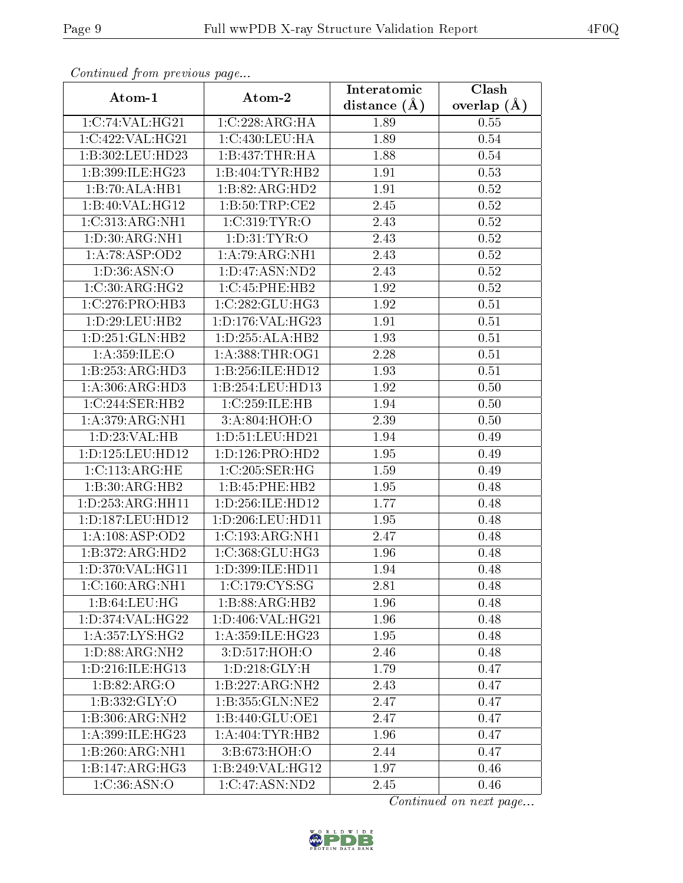*Continued from previous page...*

| Atom-1 | Atom-2 | Interatomic distance (Å) | Clash overlap (Å) |
| --- | --- | --- | --- |
| 1:C:74:VAL:HG21 | 1:C:228:ARG:HA | 1.89 | 0.55 |
| 1:C:422:VAL:HG21 | 1:C:430:LEU:HA | 1.89 | 0.54 |
| 1:B:302:LEU:HD23 | 1:B:437:THR:HA | 1.88 | 0.54 |
| 1:B:399:ILE:HG23 | 1:B:404:TYR:HB2 | 1.91 | 0.53 |
| 1:B:70:ALA:HB1 | 1:B:82:ARG:HD2 | 1.91 | 0.52 |
| 1:B:40:VAL:HG12 | 1:B:50:TRP:CE2 | 2.45 | 0.52 |
| 1:C:313:ARG:NH1 | 1:C:319:TYR:O | 2.43 | 0.52 |
| 1:D:30:ARG:NH1 | 1:D:31:TYR:O | 2.43 | 0.52 |
| 1:A:78:ASP:OD2 | 1:A:79:ARG:NH1 | 2.43 | 0.52 |
| 1:D:36:ASN:O | 1:D:47:ASN:ND2 | 2.43 | 0.52 |
| 1:C:30:ARG:HG2 | 1:C:45:PHE:HB2 | 1.92 | 0.52 |
| 1:C:276:PRO:HB3 | 1:C:282:GLU:HG3 | 1.92 | 0.51 |
| 1:D:29:LEU:HB2 | 1:D:176:VAL:HG23 | 1.91 | 0.51 |
| 1:D:251:GLN:HB2 | 1:D:255:ALA:HB2 | 1.93 | 0.51 |
| 1:A:359:ILE:O | 1:A:388:THR:OG1 | 2.28 | 0.51 |
| 1:B:253:ARG:HD3 | 1:B:256:ILE:HD12 | 1.93 | 0.51 |
| 1:A:306:ARG:HD3 | 1:B:254:LEU:HD13 | 1.92 | 0.50 |
| 1:C:244:SER:HB2 | 1:C:259:ILE:HB | 1.94 | 0.50 |
| 1:A:379:ARG:NH1 | 3:A:804:HOH:O | 2.39 | 0.50 |
| 1:D:23:VAL:HB | 1:D:51:LEU:HD21 | 1.94 | 0.49 |
| 1:D:125:LEU:HD12 | 1:D:126:PRO:HD2 | 1.95 | 0.49 |
| 1:C:113:ARG:HE | 1:C:205:SER:HG | 1.59 | 0.49 |
| 1:B:30:ARG:HB2 | 1:B:45:PHE:HB2 | 1.95 | 0.48 |
| 1:D:253:ARG:HH11 | 1:D:256:ILE:HD12 | 1.77 | 0.48 |
| 1:D:187:LEU:HD12 | 1:D:206:LEU:HD11 | 1.95 | 0.48 |
| 1:A:108:ASP:OD2 | 1:C:193:ARG:NH1 | 2.47 | 0.48 |
| 1:B:372:ARG:HD2 | 1:C:368:GLU:HG3 | 1.96 | 0.48 |
| 1:D:370:VAL:HG11 | 1:D:399:ILE:HD11 | 1.94 | 0.48 |
| 1:C:160:ARG:NH1 | 1:C:179:CYS:SG | 2.81 | 0.48 |
| 1:B:64:LEU:HG | 1:B:88:ARG:HB2 | 1.96 | 0.48 |
| 1:D:374:VAL:HG22 | 1:D:406:VAL:HG21 | 1.96 | 0.48 |
| 1:A:357:LYS:HG2 | 1:A:359:ILE:HG23 | 1.95 | 0.48 |
| 1:D:88:ARG:NH2 | 3:D:517:HOH:O | 2.46 | 0.48 |
| 1:D:216:ILE:HG13 | 1:D:218:GLY:H | 1.79 | 0.47 |
| 1:B:82:ARG:O | 1:B:227:ARG:NH2 | 2.43 | 0.47 |
| 1:B:332:GLY:O | 1:B:355:GLN:NE2 | 2.47 | 0.47 |
| 1:B:306:ARG:NH2 | 1:B:440:GLU:OE1 | 2.47 | 0.47 |
| 1:A:399:ILE:HG23 | 1:A:404:TYR:HB2 | 1.96 | 0.47 |
| 1:B:260:ARG:NH1 | 3:B:673:HOH:O | 2.44 | 0.47 |
| 1:B:147:ARG:HG3 | 1:B:249:VAL:HG12 | 1.97 | 0.46 |
| 1:C:36:ASN:O | 1:C:47:ASN:ND2 | 2.45 | 0.46 |

*Continued on next page...*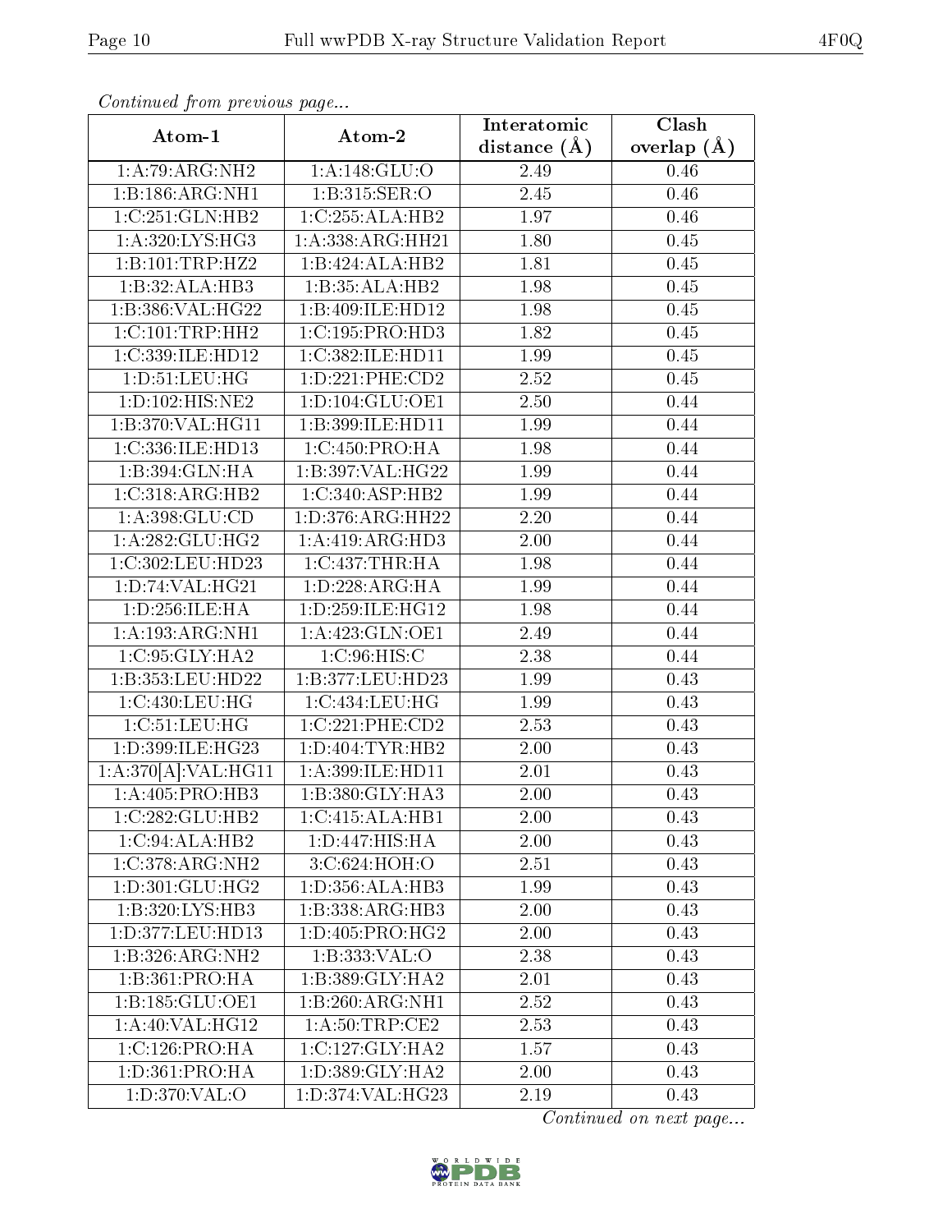*Continued from previous page...*

| Atom-1 | Atom-2 | Interatomic distance (Å) | Clash overlap (Å) |
| --- | --- | --- | --- |
| 1:A:79:ARG:NH2 | 1:A:148:GLU:O | 2.49 | 0.46 |
| 1:B:186:ARG:NH1 | 1:B:315:SER:O | 2.45 | 0.46 |
| 1:C:251:GLN:HB2 | 1:C:255:ALA:HB2 | 1.97 | 0.46 |
| 1:A:320:LYS:HG3 | 1:A:338:ARG:HH21 | 1.80 | 0.45 |
| 1:B:101:TRP:HZ2 | 1:B:424:ALA:HB2 | 1.81 | 0.45 |
| 1:B:32:ALA:HB3 | 1:B:35:ALA:HB2 | 1.98 | 0.45 |
| 1:B:386:VAL:HG22 | 1:B:409:ILE:HD12 | 1.98 | 0.45 |
| 1:C:101:TRP:HH2 | 1:C:195:PRO:HD3 | 1.82 | 0.45 |
| 1:C:339:ILE:HD12 | 1:C:382:ILE:HD11 | 1.99 | 0.45 |
| 1:D:51:LEU:HG | 1:D:221:PHE:CD2 | 2.52 | 0.45 |
| 1:D:102:HIS:NE2 | 1:D:104:GLU:OE1 | 2.50 | 0.44 |
| 1:B:370:VAL:HG11 | 1:B:399:ILE:HD11 | 1.99 | 0.44 |
| 1:C:336:ILE:HD13 | 1:C:450:PRO:HA | 1.98 | 0.44 |
| 1:B:394:GLN:HA | 1:B:397:VAL:HG22 | 1.99 | 0.44 |
| 1:C:318:ARG:HB2 | 1:C:340:ASP:HB2 | 1.99 | 0.44 |
| 1:A:398:GLU:CD | 1:D:376:ARG:HH22 | 2.20 | 0.44 |
| 1:A:282:GLU:HG2 | 1:A:419:ARG:HD3 | 2.00 | 0.44 |
| 1:C:302:LEU:HD23 | 1:C:437:THR:HA | 1.98 | 0.44 |
| 1:D:74:VAL:HG21 | 1:D:228:ARG:HA | 1.99 | 0.44 |
| 1:D:256:ILE:HA | 1:D:259:ILE:HG12 | 1.98 | 0.44 |
| 1:A:193:ARG:NH1 | 1:A:423:GLN:OE1 | 2.49 | 0.44 |
| 1:C:95:GLY:HA2 | 1:C:96:HIS:C | 2.38 | 0.44 |
| 1:B:353:LEU:HD22 | 1:B:377:LEU:HD23 | 1.99 | 0.43 |
| 1:C:430:LEU:HG | 1:C:434:LEU:HG | 1.99 | 0.43 |
| 1:C:51:LEU:HG | 1:C:221:PHE:CD2 | 2.53 | 0.43 |
| 1:D:399:ILE:HG23 | 1:D:404:TYR:HB2 | 2.00 | 0.43 |
| 1:A:370[A]:VAL:HG11 | 1:A:399:ILE:HD11 | 2.01 | 0.43 |
| 1:A:405:PRO:HB3 | 1:B:380:GLY:HA3 | 2.00 | 0.43 |
| 1:C:282:GLU:HB2 | 1:C:415:ALA:HB1 | 2.00 | 0.43 |
| 1:C:94:ALA:HB2 | 1:D:447:HIS:HA | 2.00 | 0.43 |
| 1:C:378:ARG:NH2 | 3:C:624:HOH:O | 2.51 | 0.43 |
| 1:D:301:GLU:HG2 | 1:D:356:ALA:HB3 | 1.99 | 0.43 |
| 1:B:320:LYS:HB3 | 1:B:338:ARG:HB3 | 2.00 | 0.43 |
| 1:D:377:LEU:HD13 | 1:D:405:PRO:HG2 | 2.00 | 0.43 |
| 1:B:326:ARG:NH2 | 1:B:333:VAL:O | 2.38 | 0.43 |
| 1:B:361:PRO:HA | 1:B:389:GLY:HA2 | 2.01 | 0.43 |
| 1:B:185:GLU:OE1 | 1:B:260:ARG:NH1 | 2.52 | 0.43 |
| 1:A:40:VAL:HG12 | 1:A:50:TRP:CE2 | 2.53 | 0.43 |
| 1:C:126:PRO:HA | 1:C:127:GLY:HA2 | 1.57 | 0.43 |
| 1:D:361:PRO:HA | 1:D:389:GLY:HA2 | 2.00 | 0.43 |
| 1:D:370:VAL:O | 1:D:374:VAL:HG23 | 2.19 | 0.43 |

*Continued on next page...*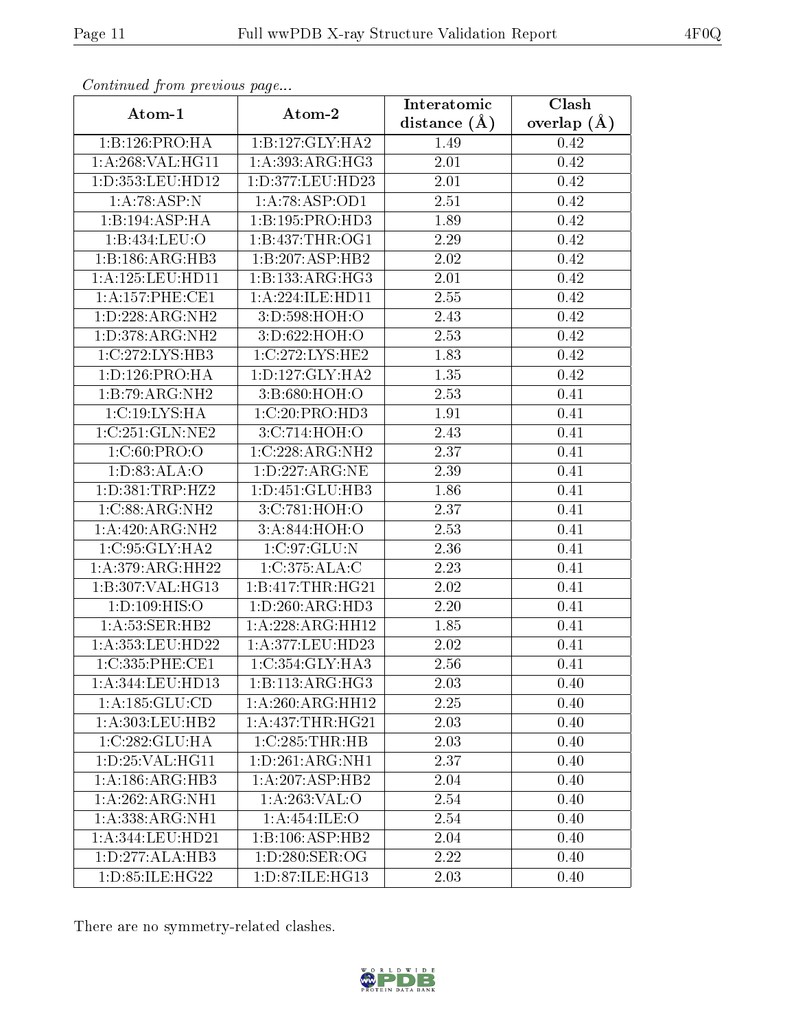*Continued from previous page...*

| Atom-1 | Atom-2 | Interatomic distance (Å) | Clash overlap (Å) |
|---|---|---|---|
| 1:B:126:PRO:HA | 1:B:127:GLY:HA2 | 1.49 | 0.42 |
| 1:A:268:VAL:HG11 | 1:A:393:ARG:HG3 | 2.01 | 0.42 |
| 1:D:353:LEU:HD12 | 1:D:377:LEU:HD23 | 2.01 | 0.42 |
| 1:A:78:ASP:N | 1:A:78:ASP:OD1 | 2.51 | 0.42 |
| 1:B:194:ASP:HA | 1:B:195:PRO:HD3 | 1.89 | 0.42 |
| 1:B:434:LEU:O | 1:B:437:THR:OG1 | 2.29 | 0.42 |
| 1:B:186:ARG:HB3 | 1:B:207:ASP:HB2 | 2.02 | 0.42 |
| 1:A:125:LEU:HD11 | 1:B:133:ARG:HG3 | 2.01 | 0.42 |
| 1:A:157:PHE:CE1 | 1:A:224:ILE:HD11 | 2.55 | 0.42 |
| 1:D:228:ARG:NH2 | 3:D:598:HOH:O | 2.43 | 0.42 |
| 1:D:378:ARG:NH2 | 3:D:622:HOH:O | 2.53 | 0.42 |
| 1:C:272:LYS:HB3 | 1:C:272:LYS:HE2 | 1.83 | 0.42 |
| 1:D:126:PRO:HA | 1:D:127:GLY:HA2 | 1.35 | 0.42 |
| 1:B:79:ARG:NH2 | 3:B:680:HOH:O | 2.53 | 0.41 |
| 1:C:19:LYS:HA | 1:C:20:PRO:HD3 | 1.91 | 0.41 |
| 1:C:251:GLN:NE2 | 3:C:714:HOH:O | 2.43 | 0.41 |
| 1:C:60:PRO:O | 1:C:228:ARG:NH2 | 2.37 | 0.41 |
| 1:D:83:ALA:O | 1:D:227:ARG:NE | 2.39 | 0.41 |
| 1:D:381:TRP:HZ2 | 1:D:451:GLU:HB3 | 1.86 | 0.41 |
| 1:C:88:ARG:NH2 | 3:C:781:HOH:O | 2.37 | 0.41 |
| 1:A:420:ARG:NH2 | 3:A:844:HOH:O | 2.53 | 0.41 |
| 1:C:95:GLY:HA2 | 1:C:97:GLU:N | 2.36 | 0.41 |
| 1:A:379:ARG:HH22 | 1:C:375:ALA:C | 2.23 | 0.41 |
| 1:B:307:VAL:HG13 | 1:B:417:THR:HG21 | 2.02 | 0.41 |
| 1:D:109:HIS:O | 1:D:260:ARG:HD3 | 2.20 | 0.41 |
| 1:A:53:SER:HB2 | 1:A:228:ARG:HH12 | 1.85 | 0.41 |
| 1:A:353:LEU:HD22 | 1:A:377:LEU:HD23 | 2.02 | 0.41 |
| 1:C:335:PHE:CE1 | 1:C:354:GLY:HA3 | 2.56 | 0.41 |
| 1:A:344:LEU:HD13 | 1:B:113:ARG:HG3 | 2.03 | 0.40 |
| 1:A:185:GLU:CD | 1:A:260:ARG:HH12 | 2.25 | 0.40 |
| 1:A:303:LEU:HB2 | 1:A:437:THR:HG21 | 2.03 | 0.40 |
| 1:C:282:GLU:HA | 1:C:285:THR:HB | 2.03 | 0.40 |
| 1:D:25:VAL:HG11 | 1:D:261:ARG:NH1 | 2.37 | 0.40 |
| 1:A:186:ARG:HB3 | 1:A:207:ASP:HB2 | 2.04 | 0.40 |
| 1:A:262:ARG:NH1 | 1:A:263:VAL:O | 2.54 | 0.40 |
| 1:A:338:ARG:NH1 | 1:A:454:ILE:O | 2.54 | 0.40 |
| 1:A:344:LEU:HD21 | 1:B:106:ASP:HB2 | 2.04 | 0.40 |
| 1:D:277:ALA:HB3 | 1:D:280:SER:OG | 2.22 | 0.40 |
| 1:D:85:ILE:HG22 | 1:D:87:ILE:HG13 | 2.03 | 0.40 |

There are no symmetry-related clashes.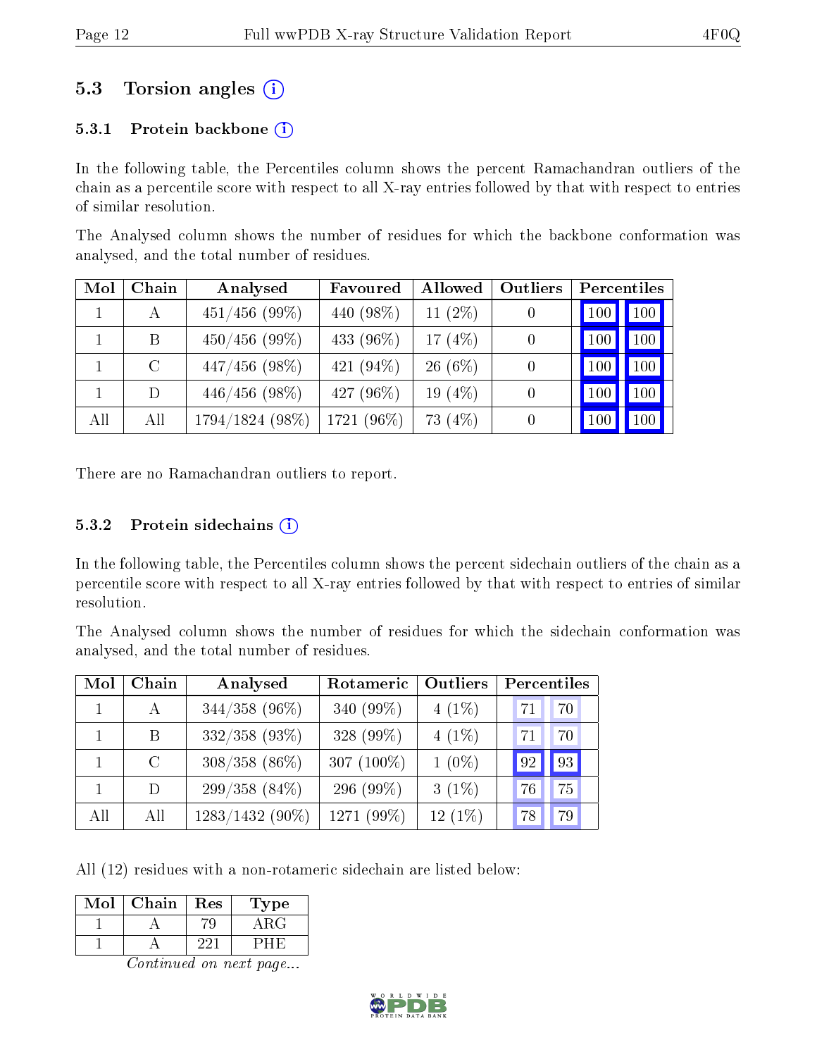## 5.3 Torsion angles

### 5.3.1 Protein backbone

In the following table, the Percentiles column shows the percent Ramachandran outliers of the chain as a percentile score with respect to all X-ray entries followed by that with respect to entries of similar resolution.

The Analysed column shows the number of residues for which the backbone conformation was analysed, and the total number of residues.

| Mol | Chain | Analysed | Favoured | Allowed | Outliers | Percentiles | |
|---|---|---|---|---|---|---|---|
| 1 | A | 451/456 (99%) | 440 (98%) | 11 (2%) | 0 | 100 | 100 |
| 1 | B | 450/456 (99%) | 433 (96%) | 17 (4%) | 0 | 100 | 100 |
| 1 | C | 447/456 (98%) | 421 (94%) | 26 (6%) | 0 | 100 | 100 |
| 1 | D | 446/456 (98%) | 427 (96%) | 19 (4%) | 0 | 100 | 100 |
| All | All | 1794/1824 (98%) | 1721 (96%) | 73 (4%) | 0 | 100 | 100 |

There are no Ramachandran outliers to report.

### 5.3.2 Protein sidechains

In the following table, the Percentiles column shows the percent sidechain outliers of the chain as a percentile score with respect to all X-ray entries followed by that with respect to entries of similar resolution.

The Analysed column shows the number of residues for which the sidechain conformation was analysed, and the total number of residues.

| Mol | Chain | Analysed | Rotameric | Outliers | Percentiles | |
|---|---|---|---|---|---|---|
| 1 | A | 344/358 (96%) | 340 (99%) | 4 (1%) | 71 | 70 |
| 1 | B | 332/358 (93%) | 328 (99%) | 4 (1%) | 71 | 70 |
| 1 | C | 308/358 (86%) | 307 (100%) | 1 (0%) | 92 | 93 |
| 1 | D | 299/358 (84%) | 296 (99%) | 3 (1%) | 76 | 75 |
| All | All | 1283/1432 (90%) | 1271 (99%) | 12 (1%) | 78 | 79 |

All (12) residues with a non-rotameric sidechain are listed below:

| Mol | Chain | Res | Type |
|---|---|---|---|
| 1 | A | 79 | ARG |
| 1 | A | 221 | PHE |

*Continued on next page...*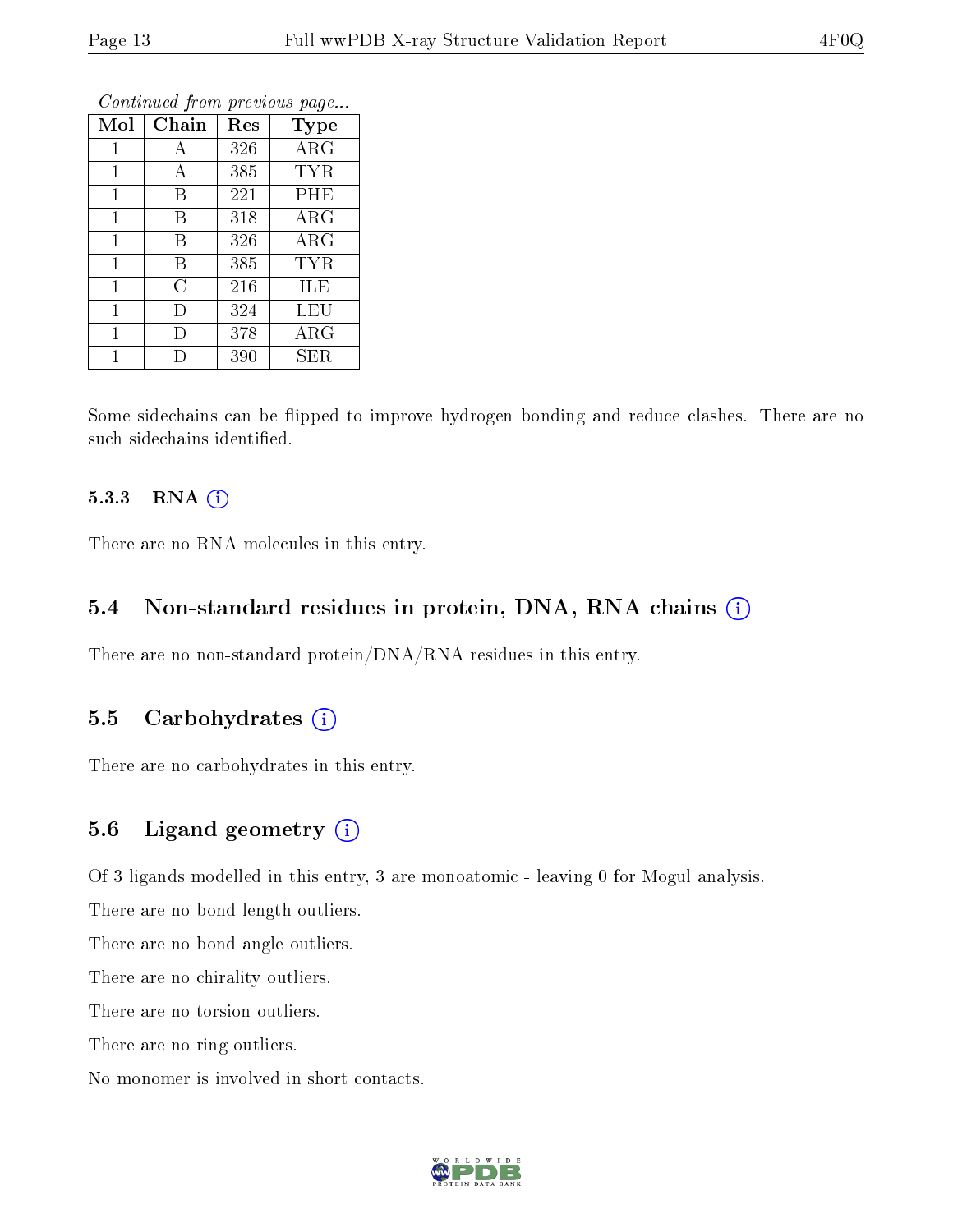*Continued from previous page...*

| Mol | Chain | Res | Type |
|---|---|---|---|
| 1 | A | 326 | ARG |
| 1 | A | 385 | TYR |
| 1 | B | 221 | PHE |
| 1 | B | 318 | ARG |
| 1 | B | 326 | ARG |
| 1 | B | 385 | TYR |
| 1 | C | 216 | ILE |
| 1 | D | 324 | LEU |
| 1 | D | 378 | ARG |
| 1 | D | 390 | SER |

Some sidechains can be flipped to improve hydrogen bonding and reduce clashes. There are no such sidechains identified.

#### 5.3.3 RNA (i)

There are no RNA molecules in this entry.

### 5.4 Non-standard residues in protein, DNA, RNA chains (i)

There are no non-standard protein/DNA/RNA residues in this entry.

### 5.5 Carbohydrates (i)

There are no carbohydrates in this entry.

### 5.6 Ligand geometry (i)

Of 3 ligands modelled in this entry, 3 are monoatomic - leaving 0 for Mogul analysis.

There are no bond length outliers.

There are no bond angle outliers.

There are no chirality outliers.

There are no torsion outliers.

There are no ring outliers.

No monomer is involved in short contacts.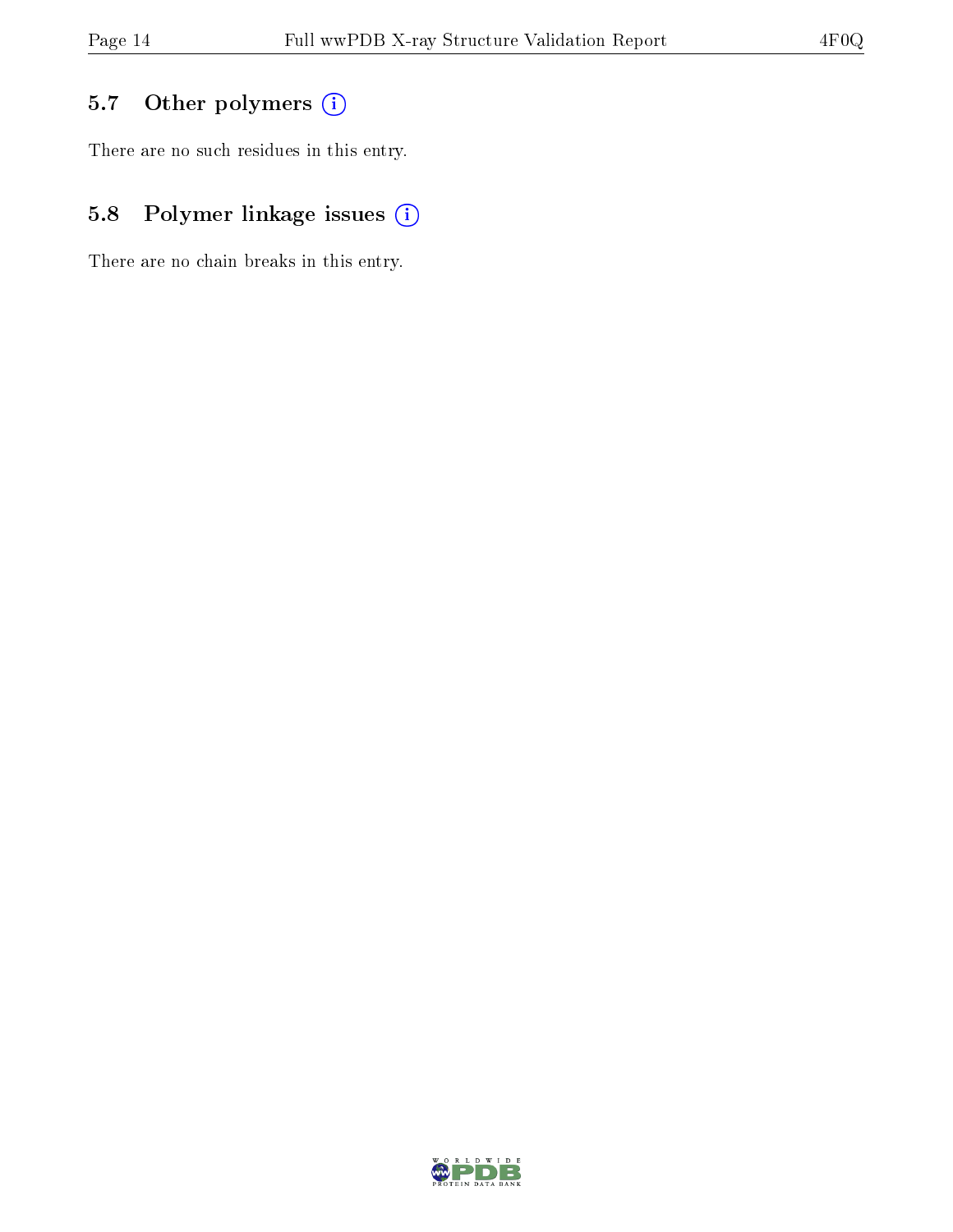### 5.7 Other polymers

There are no such residues in this entry.

### 5.8 Polymer linkage issues

There are no chain breaks in this entry.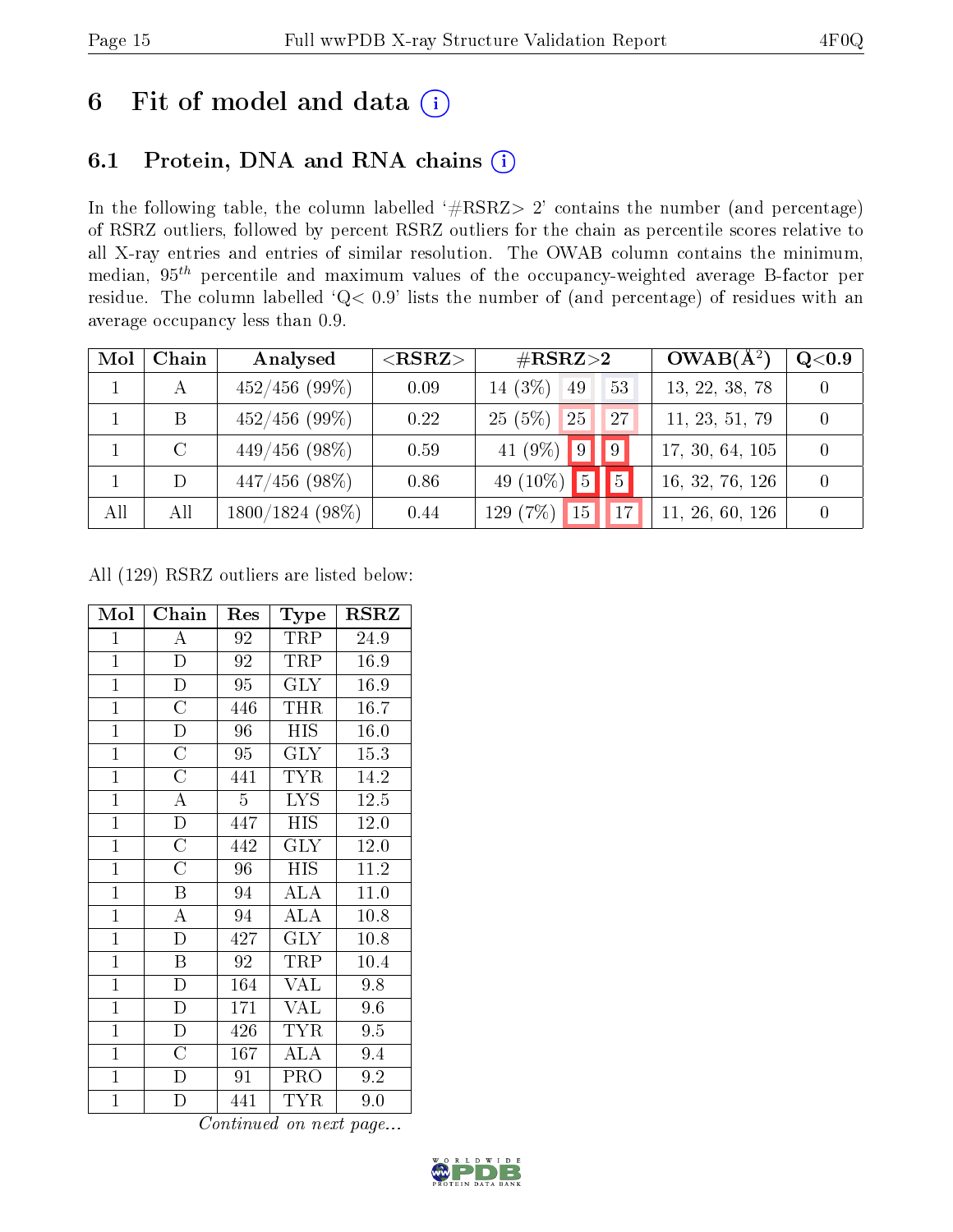# 6 Fit of model and data (i)

## 6.1 Protein, DNA and RNA chains (i)

In the following table, the column labelled '#RSRZ> 2' contains the number (and percentage) of RSRZ outliers, followed by percent RSRZ outliers for the chain as percentile scores relative to all X-ray entries and entries of similar resolution. The OWAB column contains the minimum, median, $95^{th}$ percentile and maximum values of the occupancy-weighted average B-factor per residue. The column labelled 'Q< 0.9' lists the number of (and percentage) of residues with an average occupancy less than 0.9.

| Mol | Chain | Analysed | <RSRZ> | #RSRZ>2 | | | OWAB(Å$^2$) | Q<0.9 |
|---|---|---|---|---|---|---|---|---|
| 1 | A | 452/456 (99%) | 0.09 | 14 (3%) | 49 | 53 | 13, 22, 38, 78 | 0 |
| 1 | B | 452/456 (99%) | 0.22 | 25 (5%) | 25 | 27 | 11, 23, 51, 79 | 0 |
| 1 | C | 449/456 (98%) | 0.59 | 41 (9%) | 9 | 9 | 17, 30, 64, 105 | 0 |
| 1 | D | 447/456 (98%) | 0.86 | 49 (10%) | 5 | 5 | 16, 32, 76, 126 | 0 |
| All | All | 1800/1824 (98%) | 0.44 | 129 (7%) | 15 | 17 | 11, 26, 60, 126 | 0 |

All (129) RSRZ outliers are listed below:

| Mol | Chain | Res | Type | RSRZ |
|---|---|---|---|---|
| 1 | A | 92 | TRP | 24.9 |
| 1 | D | 92 | TRP | 16.9 |
| 1 | D | 95 | GLY | 16.9 |
| 1 | C | 446 | THR | 16.7 |
| 1 | D | 96 | HIS | 16.0 |
| 1 | C | 95 | GLY | 15.3 |
| 1 | C | 441 | TYR | 14.2 |
| 1 | A | 5 | LYS | 12.5 |
| 1 | D | 447 | HIS | 12.0 |
| 1 | C | 442 | GLY | 12.0 |
| 1 | C | 96 | HIS | 11.2 |
| 1 | B | 94 | ALA | 11.0 |
| 1 | A | 94 | ALA | 10.8 |
| 1 | D | 427 | GLY | 10.8 |
| 1 | B | 92 | TRP | 10.4 |
| 1 | D | 164 | VAL | 9.8 |
| 1 | D | 171 | VAL | 9.6 |
| 1 | D | 426 | TYR | 9.5 |
| 1 | C | 167 | ALA | 9.4 |
| 1 | D | 91 | PRO | 9.2 |
| 1 | D | 441 | TYR | 9.0 |

*Continued on next page...*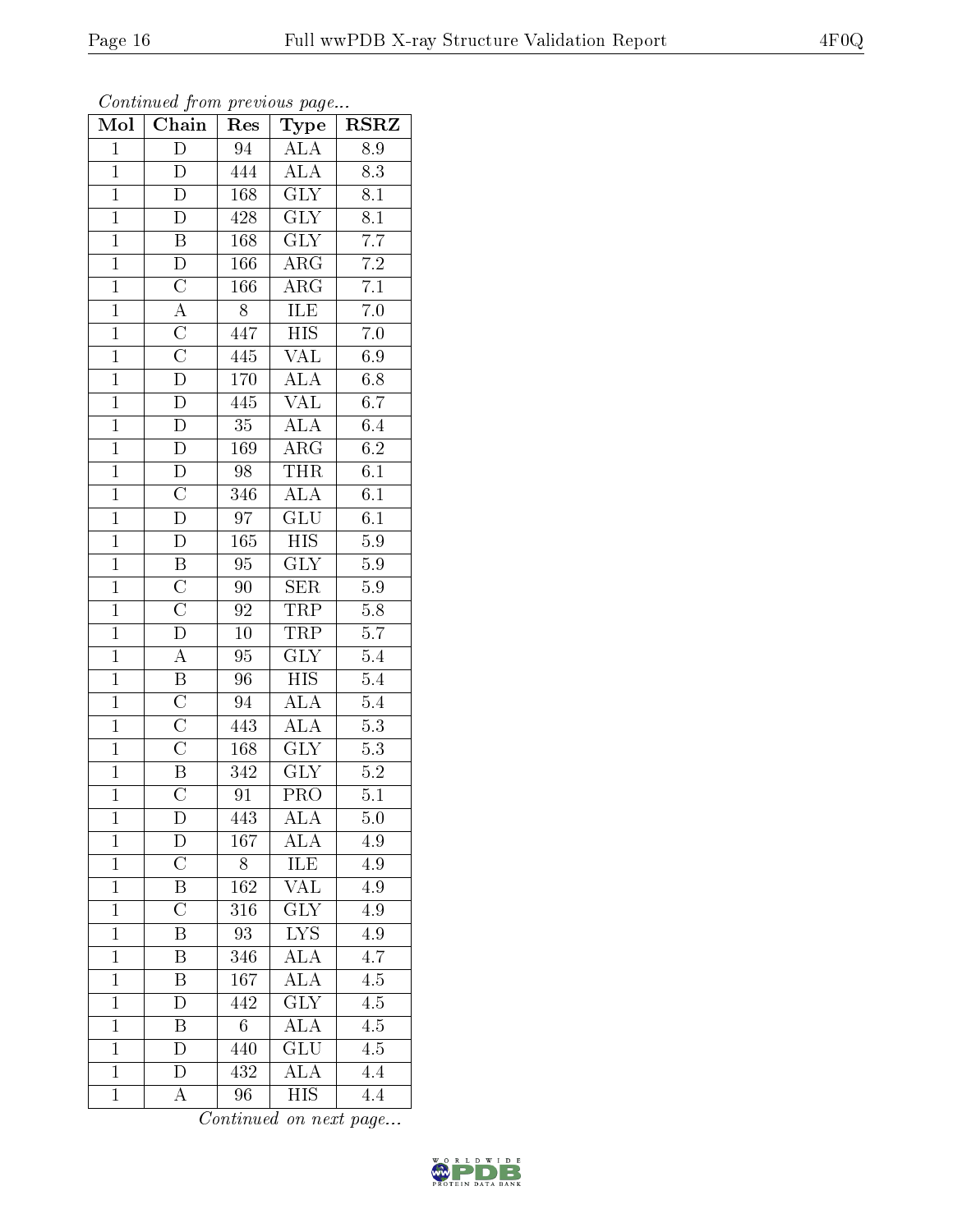*Continued from previous page...*

| Mol | Chain | Res | Type | RSRZ |
|---|---|---|---|---|
| 1 | D | 94 | ALA | 8.9 |
| 1 | D | 444 | ALA | 8.3 |
| 1 | D | 168 | GLY | 8.1 |
| 1 | D | 428 | GLY | 8.1 |
| 1 | B | 168 | GLY | 7.7 |
| 1 | D | 166 | ARG | 7.2 |
| 1 | C | 166 | ARG | 7.1 |
| 1 | A | 8 | ILE | 7.0 |
| 1 | C | 447 | HIS | 7.0 |
| 1 | C | 445 | VAL | 6.9 |
| 1 | D | 170 | ALA | 6.8 |
| 1 | D | 445 | VAL | 6.7 |
| 1 | D | 35 | ALA | 6.4 |
| 1 | D | 169 | ARG | 6.2 |
| 1 | D | 98 | THR | 6.1 |
| 1 | C | 346 | ALA | 6.1 |
| 1 | D | 97 | GLU | 6.1 |
| 1 | D | 165 | HIS | 5.9 |
| 1 | B | 95 | GLY | 5.9 |
| 1 | C | 90 | SER | 5.9 |
| 1 | C | 92 | TRP | 5.8 |
| 1 | D | 10 | TRP | 5.7 |
| 1 | A | 95 | GLY | 5.4 |
| 1 | B | 96 | HIS | 5.4 |
| 1 | C | 94 | ALA | 5.4 |
| 1 | C | 443 | ALA | 5.3 |
| 1 | C | 168 | GLY | 5.3 |
| 1 | B | 342 | GLY | 5.2 |
| 1 | C | 91 | PRO | 5.1 |
| 1 | D | 443 | ALA | 5.0 |
| 1 | D | 167 | ALA | 4.9 |
| 1 | C | 8 | ILE | 4.9 |
| 1 | B | 162 | VAL | 4.9 |
| 1 | C | 316 | GLY | 4.9 |
| 1 | B | 93 | LYS | 4.9 |
| 1 | B | 346 | ALA | 4.7 |
| 1 | B | 167 | ALA | 4.5 |
| 1 | D | 442 | GLY | 4.5 |
| 1 | B | 6 | ALA | 4.5 |
| 1 | D | 440 | GLU | 4.5 |
| 1 | D | 432 | ALA | 4.4 |
| 1 | A | 96 | HIS | 4.4 |

*Continued on next page...*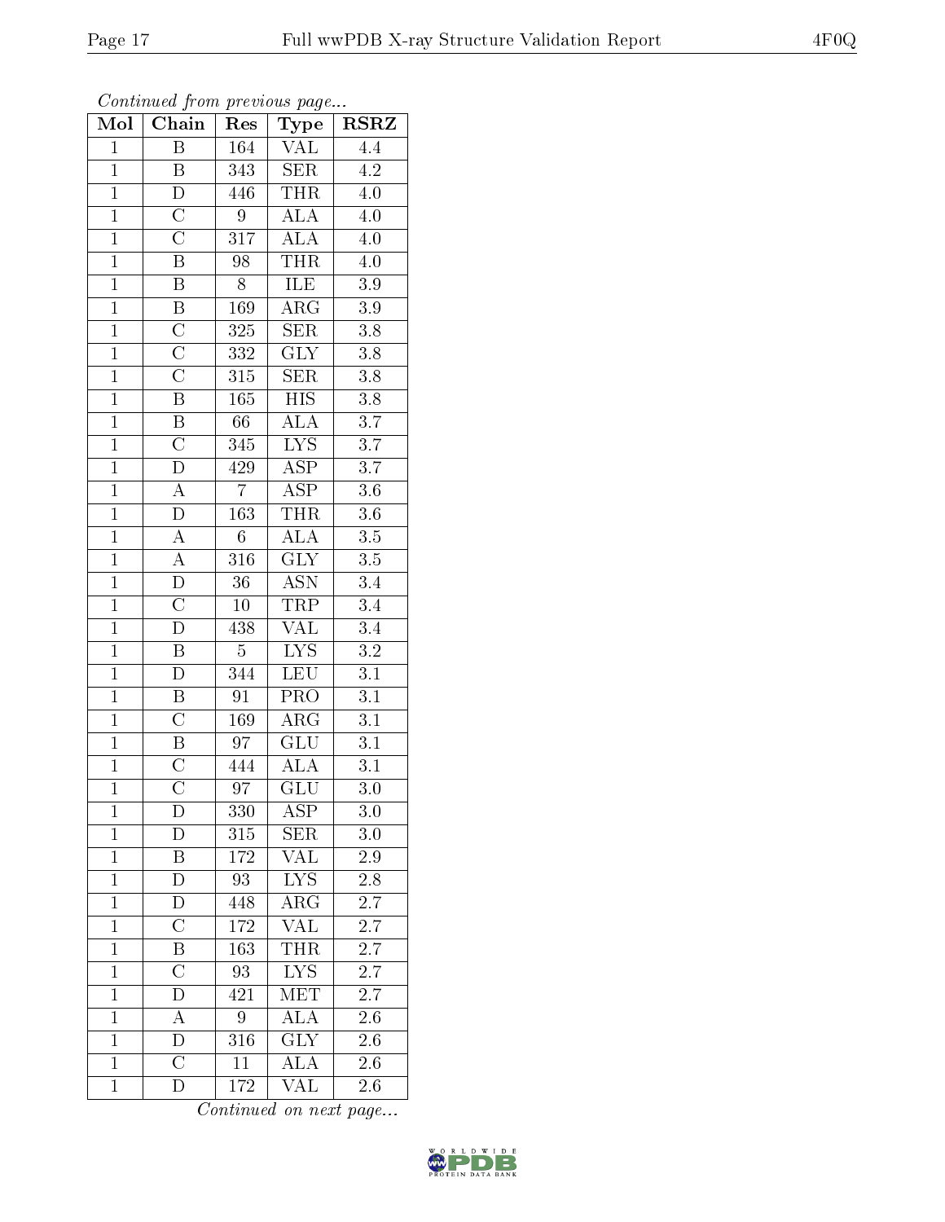*Continued from previous page...*

| Mol | Chain | Res | Type | RSRZ |
|---|---|---|---|---|
| 1 | B | 164 | VAL | 4.4 |
| 1 | B | 343 | SER | 4.2 |
| 1 | D | 446 | THR | 4.0 |
| 1 | C | 9 | ALA | 4.0 |
| 1 | C | 317 | ALA | 4.0 |
| 1 | B | 98 | THR | 4.0 |
| 1 | B | 8 | ILE | 3.9 |
| 1 | B | 169 | ARG | 3.9 |
| 1 | C | 325 | SER | 3.8 |
| 1 | C | 332 | GLY | 3.8 |
| 1 | C | 315 | SER | 3.8 |
| 1 | B | 165 | HIS | 3.8 |
| 1 | B | 66 | ALA | 3.7 |
| 1 | C | 345 | LYS | 3.7 |
| 1 | D | 429 | ASP | 3.7 |
| 1 | A | 7 | ASP | 3.6 |
| 1 | D | 163 | THR | 3.6 |
| 1 | A | 6 | ALA | 3.5 |
| 1 | A | 316 | GLY | 3.5 |
| 1 | D | 36 | ASN | 3.4 |
| 1 | C | 10 | TRP | 3.4 |
| 1 | D | 438 | VAL | 3.4 |
| 1 | B | 5 | LYS | 3.2 |
| 1 | D | 344 | LEU | 3.1 |
| 1 | B | 91 | PRO | 3.1 |
| 1 | C | 169 | ARG | 3.1 |
| 1 | B | 97 | GLU | 3.1 |
| 1 | C | 444 | ALA | 3.1 |
| 1 | C | 97 | GLU | 3.0 |
| 1 | D | 330 | ASP | 3.0 |
| 1 | D | 315 | SER | 3.0 |
| 1 | B | 172 | VAL | 2.9 |
| 1 | D | 93 | LYS | 2.8 |
| 1 | D | 448 | ARG | 2.7 |
| 1 | C | 172 | VAL | 2.7 |
| 1 | B | 163 | THR | 2.7 |
| 1 | C | 93 | LYS | 2.7 |
| 1 | D | 421 | MET | 2.7 |
| 1 | A | 9 | ALA | 2.6 |
| 1 | D | 316 | GLY | 2.6 |
| 1 | C | 11 | ALA | 2.6 |
| 1 | D | 172 | VAL | 2.6 |

*Continued on next page...*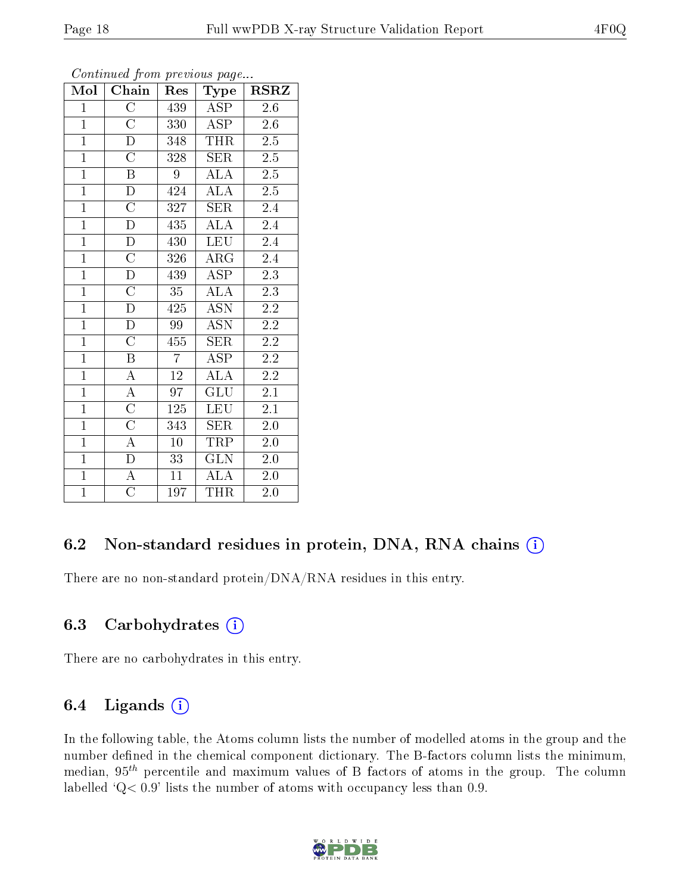*Continued from previous page...*

| Mol | Chain | Res | Type | RSRZ |
|---|---|---|---|---|
| 1 | C | 439 | ASP | 2.6 |
| 1 | C | 330 | ASP | 2.6 |
| 1 | D | 348 | THR | 2.5 |
| 1 | C | 328 | SER | 2.5 |
| 1 | B | 9 | ALA | 2.5 |
| 1 | D | 424 | ALA | 2.5 |
| 1 | C | 327 | SER | 2.4 |
| 1 | D | 435 | ALA | 2.4 |
| 1 | D | 430 | LEU | 2.4 |
| 1 | C | 326 | ARG | 2.4 |
| 1 | D | 439 | ASP | 2.3 |
| 1 | C | 35 | ALA | 2.3 |
| 1 | D | 425 | ASN | 2.2 |
| 1 | D | 99 | ASN | 2.2 |
| 1 | C | 455 | SER | 2.2 |
| 1 | B | 7 | ASP | 2.2 |
| 1 | A | 12 | ALA | 2.2 |
| 1 | A | 97 | GLU | 2.1 |
| 1 | C | 125 | LEU | 2.1 |
| 1 | C | 343 | SER | 2.0 |
| 1 | A | 10 | TRP | 2.0 |
| 1 | D | 33 | GLN | 2.0 |
| 1 | A | 11 | ALA | 2.0 |
| 1 | C | 197 | THR | 2.0 |

### 6.2 Non-standard residues in protein, DNA, RNA chains

There are no non-standard protein/DNA/RNA residues in this entry.

### 6.3 Carbohydrates

There are no carbohydrates in this entry.

### 6.4 Ligands

In the following table, the Atoms column lists the number of modelled atoms in the group and the number defined in the chemical component dictionary. The B-factors column lists the minimum, median, $95^{th}$ percentile and maximum values of B factors of atoms in the group. The column labelled 'Q< 0.9' lists the number of atoms with occupancy less than 0.9.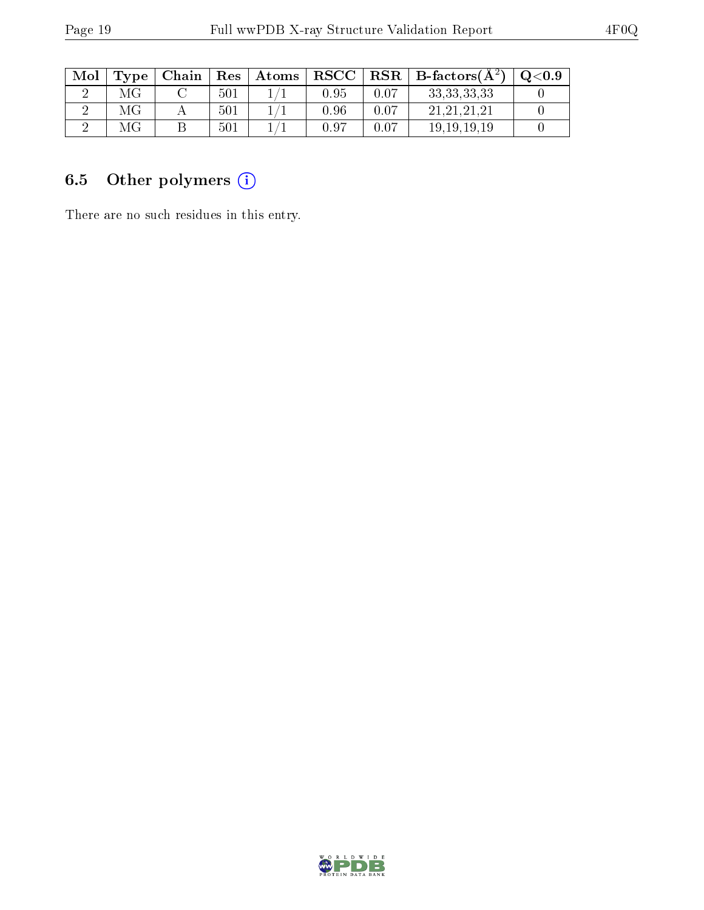| Mol | Type | Chain | Res | Atoms | RSCC | RSR | B-factors($Å^2$) | Q<0.9 |
|---|---|---|---|---|---|---|---|---|
| 2 | MG | C | 501 | 1/1 | 0.95 | 0.07 | 33,33,33,33 | 0 |
| 2 | MG | A | 501 | 1/1 | 0.96 | 0.07 | 21,21,21,21 | 0 |
| 2 | MG | B | 501 | 1/1 | 0.97 | 0.07 | 19,19,19,19 | 0 |

### 6.5 Other polymers (i)

There are no such residues in this entry.